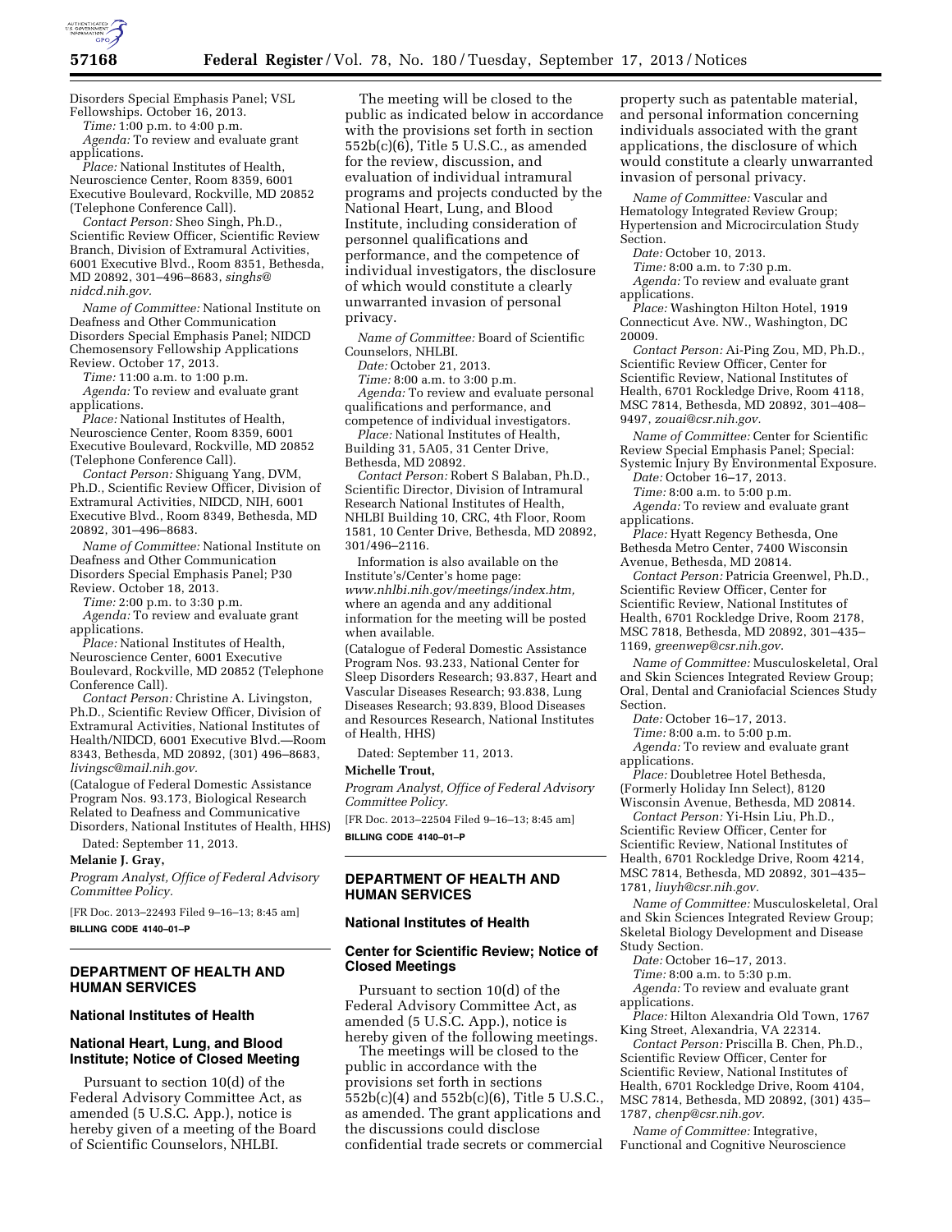Disorders Special Emphasis Panel; VSL Fellowships. October 16, 2013.

*Time:* 1:00 p.m. to 4:00 p.m.

*Agenda:* To review and evaluate grant applications.

*Place:* National Institutes of Health, Neuroscience Center, Room 8359, 6001 Executive Boulevard, Rockville, MD 20852 (Telephone Conference Call).

*Contact Person:* Sheo Singh, Ph.D., Scientific Review Officer, Scientific Review Branch, Division of Extramural Activities, 6001 Executive Blvd., Room 8351, Bethesda, MD 20892, 301–496–8683, *singhs@nidcd.nih.gov.*

*Name of Committee:* National Institute on Deafness and Other Communication Disorders Special Emphasis Panel; NIDCD Chemosensory Fellowship Applications Review. October 17, 2013.

*Time:* 11:00 a.m. to 1:00 p.m.

*Agenda:* To review and evaluate grant applications.

*Place:* National Institutes of Health, Neuroscience Center, Room 8359, 6001 Executive Boulevard, Rockville, MD 20852 (Telephone Conference Call).

*Contact Person:* Shiguang Yang, DVM, Ph.D., Scientific Review Officer, Division of Extramural Activities, NIDCD, NIH, 6001 Executive Blvd., Room 8349, Bethesda, MD 20892, 301–496–8683.

*Name of Committee:* National Institute on Deafness and Other Communication Disorders Special Emphasis Panel; P30 Review. October 18, 2013.

*Time:* 2:00 p.m. to 3:30 p.m.

*Agenda:* To review and evaluate grant applications.

*Place:* National Institutes of Health, Neuroscience Center, 6001 Executive Boulevard, Rockville, MD 20852 (Telephone Conference Call).

*Contact Person:* Christine A. Livingston, Ph.D., Scientific Review Officer, Division of Extramural Activities, National Institutes of Health/NIDCD, 6001 Executive Blvd.—Room 8343, Bethesda, MD 20892, (301) 496–8683, *livingsc@mail.nih.gov.*

(Catalogue of Federal Domestic Assistance Program Nos. 93.173, Biological Research Related to Deafness and Communicative Disorders, National Institutes of Health, HHS)

Dated: September 11, 2013.

**Melanie J. Gray,**

*Program Analyst, Office of Federal Advisory Committee Policy.*

[FR Doc. 2013–22493 Filed 9–16–13; 8:45 am]

**BILLING CODE 4140–01–P**

## DEPARTMENT OF HEALTH AND HUMAN SERVICES

### National Institutes of Health

### National Heart, Lung, and Blood Institute; Notice of Closed Meeting

Pursuant to section 10(d) of the Federal Advisory Committee Act, as amended (5 U.S.C. App.), notice is hereby given of a meeting of the Board of Scientific Counselors, NHLBI.

The meeting will be closed to the public as indicated below in accordance with the provisions set forth in section 552b(c)(6), Title 5 U.S.C., as amended for the review, discussion, and evaluation of individual intramural programs and projects conducted by the National Heart, Lung, and Blood Institute, including consideration of personnel qualifications and performance, and the competence of individual investigators, the disclosure of which would constitute a clearly unwarranted invasion of personal privacy.

*Name of Committee:* Board of Scientific Counselors, NHLBI.

*Date:* October 21, 2013.

*Time:* 8:00 a.m. to 3:00 p.m.

*Agenda:* To review and evaluate personal qualifications and performance, and competence of individual investigators.

*Place:* National Institutes of Health, Building 31, 5A05, 31 Center Drive, Bethesda, MD 20892.

*Contact Person:* Robert S Balaban, Ph.D., Scientific Director, Division of Intramural Research National Institutes of Health, NHLBI Building 10, CRC, 4th Floor, Room 1581, 10 Center Drive, Bethesda, MD 20892, 301/496–2116.

Information is also available on the Institute's/Center's home page: *www.nhlbi.nih.gov/meetings/index.htm,* where an agenda and any additional information for the meeting will be posted when available.

(Catalogue of Federal Domestic Assistance Program Nos. 93.233, National Center for Sleep Disorders Research; 93.837, Heart and Vascular Diseases Research; 93.838, Lung Diseases Research; 93.839, Blood Diseases and Resources Research, National Institutes of Health, HHS)

Dated: September 11, 2013.

**Michelle Trout,**

*Program Analyst, Office of Federal Advisory Committee Policy.*

[FR Doc. 2013–22504 Filed 9–16–13; 8:45 am]

**BILLING CODE 4140–01–P**

## DEPARTMENT OF HEALTH AND HUMAN SERVICES

### National Institutes of Health

### Center for Scientific Review; Notice of Closed Meetings

Pursuant to section 10(d) of the Federal Advisory Committee Act, as amended (5 U.S.C. App.), notice is hereby given of the following meetings.

The meetings will be closed to the public in accordance with the provisions set forth in sections 552b(c)(4) and 552b(c)(6), Title 5 U.S.C., as amended. The grant applications and the discussions could disclose confidential trade secrets or commercial property such as patentable material, and personal information concerning individuals associated with the grant applications, the disclosure of which would constitute a clearly unwarranted invasion of personal privacy.

*Name of Committee:* Vascular and Hematology Integrated Review Group; Hypertension and Microcirculation Study Section.

*Date:* October 10, 2013.

*Time:* 8:00 a.m. to 7:30 p.m.

*Agenda:* To review and evaluate grant applications.

*Place:* Washington Hilton Hotel, 1919 Connecticut Ave. NW., Washington, DC 20009.

*Contact Person:* Ai-Ping Zou, MD, Ph.D., Scientific Review Officer, Center for Scientific Review, National Institutes of Health, 6701 Rockledge Drive, Room 4118, MSC 7814, Bethesda, MD 20892, 301–408–9497, *zouai@csr.nih.gov.*

*Name of Committee:* Center for Scientific Review Special Emphasis Panel; Special: Systemic Injury By Environmental Exposure.

*Date:* October 16–17, 2013.

*Time:* 8:00 a.m. to 5:00 p.m.

*Agenda:* To review and evaluate grant applications.

*Place:* Hyatt Regency Bethesda, One Bethesda Metro Center, 7400 Wisconsin Avenue, Bethesda, MD 20814.

*Contact Person:* Patricia Greenwel, Ph.D., Scientific Review Officer, Center for Scientific Review, National Institutes of Health, 6701 Rockledge Drive, Room 2178, MSC 7818, Bethesda, MD 20892, 301–435–1169, *greenwep@csr.nih.gov.*

*Name of Committee:* Musculoskeletal, Oral and Skin Sciences Integrated Review Group; Oral, Dental and Craniofacial Sciences Study Section.

*Date:* October 16–17, 2013.

*Time:* 8:00 a.m. to 5:00 p.m.

*Agenda:* To review and evaluate grant applications.

*Place:* Doubletree Hotel Bethesda, (Formerly Holiday Inn Select), 8120 Wisconsin Avenue, Bethesda, MD 20814.

*Contact Person:* Yi-Hsin Liu, Ph.D., Scientific Review Officer, Center for Scientific Review, National Institutes of Health, 6701 Rockledge Drive, Room 4214, MSC 7814, Bethesda, MD 20892, 301–435–1781, *liuyh@csr.nih.gov.*

*Name of Committee:* Musculoskeletal, Oral and Skin Sciences Integrated Review Group; Skeletal Biology Development and Disease Study Section.

*Date:* October 16–17, 2013.

*Time:* 8:00 a.m. to 5:30 p.m.

*Agenda:* To review and evaluate grant applications.

*Place:* Hilton Alexandria Old Town, 1767 King Street, Alexandria, VA 22314.

*Contact Person:* Priscilla B. Chen, Ph.D., Scientific Review Officer, Center for Scientific Review, National Institutes of Health, 6701 Rockledge Drive, Room 4104, MSC 7814, Bethesda, MD 20892, (301) 435–1787, *chenp@csr.nih.gov.*

*Name of Committee:* Integrative, Functional and Cognitive Neuroscience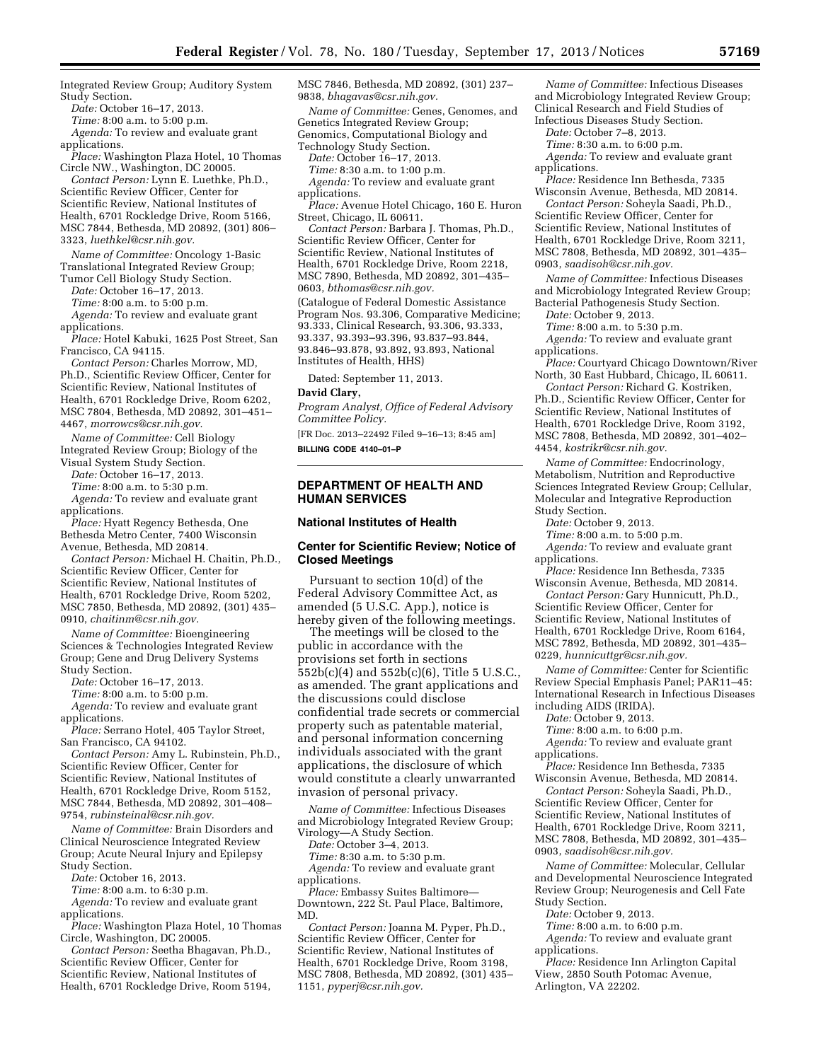Integrated Review Group; Auditory System Study Section.

*Date:* October 16–17, 2013.

*Time:* 8:00 a.m. to 5:00 p.m.

*Agenda:* To review and evaluate grant applications.

*Place:* Washington Plaza Hotel, 10 Thomas Circle NW., Washington, DC 20005.

*Contact Person:* Lynn E. Luethke, Ph.D., Scientific Review Officer, Center for Scientific Review, National Institutes of Health, 6701 Rockledge Drive, Room 5166, MSC 7844, Bethesda, MD 20892, (301) 806–3323, *luethkel@csr.nih.gov.*

*Name of Committee:* Oncology 1-Basic Translational Integrated Review Group; Tumor Cell Biology Study Section.

*Date:* October 16–17, 2013.

*Time:* 8:00 a.m. to 5:00 p.m.

*Agenda:* To review and evaluate grant applications.

*Place:* Hotel Kabuki, 1625 Post Street, San Francisco, CA 94115.

*Contact Person:* Charles Morrow, MD, Ph.D., Scientific Review Officer, Center for Scientific Review, National Institutes of Health, 6701 Rockledge Drive, Room 6202, MSC 7804, Bethesda, MD 20892, 301–451–4467, *morrowcs@csr.nih.gov.*

*Name of Committee:* Cell Biology Integrated Review Group; Biology of the Visual System Study Section.

*Date:* October 16–17, 2013.

*Time:* 8:00 a.m. to 5:30 p.m.

*Agenda:* To review and evaluate grant applications.

*Place:* Hyatt Regency Bethesda, One Bethesda Metro Center, 7400 Wisconsin Avenue, Bethesda, MD 20814.

*Contact Person:* Michael H. Chaitin, Ph.D., Scientific Review Officer, Center for Scientific Review, National Institutes of Health, 6701 Rockledge Drive, Room 5202, MSC 7850, Bethesda, MD 20892, (301) 435–0910, *chaitinm@csr.nih.gov.*

*Name of Committee:* Bioengineering Sciences & Technologies Integrated Review Group; Gene and Drug Delivery Systems Study Section.

*Date:* October 16–17, 2013.

*Time:* 8:00 a.m. to 5:00 p.m.

*Agenda:* To review and evaluate grant applications.

*Place:* Serrano Hotel, 405 Taylor Street, San Francisco, CA 94102.

*Contact Person:* Amy L. Rubinstein, Ph.D., Scientific Review Officer, Center for Scientific Review, National Institutes of Health, 6701 Rockledge Drive, Room 5152, MSC 7844, Bethesda, MD 20892, 301–408–9754, *rubinsteinal@csr.nih.gov.*

*Name of Committee:* Brain Disorders and Clinical Neuroscience Integrated Review Group; Acute Neural Injury and Epilepsy Study Section.

*Date:* October 16, 2013.

*Time:* 8:00 a.m. to 6:30 p.m.

*Agenda:* To review and evaluate grant applications.

*Place:* Washington Plaza Hotel, 10 Thomas Circle, Washington, DC 20005.

*Contact Person:* Seetha Bhagavan, Ph.D., Scientific Review Officer, Center for Scientific Review, National Institutes of Health, 6701 Rockledge Drive, Room 5194, MSC 7846, Bethesda, MD 20892, (301) 237–9838, *bhagavas@csr.nih.gov.*

*Name of Committee:* Genes, Genomes, and Genetics Integrated Review Group; Genomics, Computational Biology and Technology Study Section.

*Date:* October 16–17, 2013.

*Time:* 8:30 a.m. to 1:00 p.m.

*Agenda:* To review and evaluate grant applications.

*Place:* Avenue Hotel Chicago, 160 E. Huron Street, Chicago, IL 60611.

*Contact Person:* Barbara J. Thomas, Ph.D., Scientific Review Officer, Center for Scientific Review, National Institutes of Health, 6701 Rockledge Drive, Room 2218, MSC 7890, Bethesda, MD 20892, 301–435–0603, *bthomas@csr.nih.gov.*

(Catalogue of Federal Domestic Assistance Program Nos. 93.306, Comparative Medicine; 93.333, Clinical Research, 93.306, 93.333, 93.337, 93.393–93.396, 93.837–93.844, 93.846–93.878, 93.892, 93.893, National Institutes of Health, HHS)

Dated: September 11, 2013.

**David Clary,**

*Program Analyst, Office of Federal Advisory Committee Policy.*

[FR Doc. 2013–22492 Filed 9–16–13; 8:45 am]

**BILLING CODE 4140–01–P**

---

## DEPARTMENT OF HEALTH AND HUMAN SERVICES

### National Institutes of Health

### Center for Scientific Review; Notice of Closed Meetings

Pursuant to section 10(d) of the Federal Advisory Committee Act, as amended (5 U.S.C. App.), notice is hereby given of the following meetings.

The meetings will be closed to the public in accordance with the provisions set forth in sections 552b(c)(4) and 552b(c)(6), Title 5 U.S.C., as amended. The grant applications and the discussions could disclose confidential trade secrets or commercial property such as patentable material, and personal information concerning individuals associated with the grant applications, the disclosure of which would constitute a clearly unwarranted invasion of personal privacy.

*Name of Committee:* Infectious Diseases and Microbiology Integrated Review Group; Virology—A Study Section.

*Date:* October 3–4, 2013.

*Time:* 8:30 a.m. to 5:30 p.m.

*Agenda:* To review and evaluate grant applications.

*Place:* Embassy Suites Baltimore—Downtown, 222 St. Paul Place, Baltimore, MD.

*Contact Person:* Joanna M. Pyper, Ph.D., Scientific Review Officer, Center for Scientific Review, National Institutes of Health, 6701 Rockledge Drive, Room 3198, MSC 7808, Bethesda, MD 20892, (301) 435–1151, *pyperj@csr.nih.gov.*

*Name of Committee:* Infectious Diseases and Microbiology Integrated Review Group; Clinical Research and Field Studies of Infectious Diseases Study Section.

*Date:* October 7–8, 2013.

*Time:* 8:30 a.m. to 6:00 p.m.

*Agenda:* To review and evaluate grant applications.

*Place:* Residence Inn Bethesda, 7335 Wisconsin Avenue, Bethesda, MD 20814.

*Contact Person:* Soheyla Saadi, Ph.D., Scientific Review Officer, Center for Scientific Review, National Institutes of Health, 6701 Rockledge Drive, Room 3211, MSC 7808, Bethesda, MD 20892, 301–435–0903, *saadisoh@csr.nih.gov.*

*Name of Committee:* Infectious Diseases and Microbiology Integrated Review Group; Bacterial Pathogenesis Study Section.

*Date:* October 9, 2013.

*Time:* 8:00 a.m. to 5:30 p.m.

*Agenda:* To review and evaluate grant applications.

*Place:* Courtyard Chicago Downtown/River North, 30 East Hubbard, Chicago, IL 60611.

*Contact Person:* Richard G. Kostriken, Ph.D., Scientific Review Officer, Center for Scientific Review, National Institutes of Health, 6701 Rockledge Drive, Room 3192, MSC 7808, Bethesda, MD 20892, 301–402–4454, *kostrikr@csr.nih.gov.*

*Name of Committee:* Endocrinology, Metabolism, Nutrition and Reproductive Sciences Integrated Review Group; Cellular, Molecular and Integrative Reproduction Study Section.

*Date:* October 9, 2013.

*Time:* 8:00 a.m. to 5:00 p.m.

*Agenda:* To review and evaluate grant applications.

*Place:* Residence Inn Bethesda, 7335 Wisconsin Avenue, Bethesda, MD 20814.

*Contact Person:* Gary Hunnicutt, Ph.D., Scientific Review Officer, Center for Scientific Review, National Institutes of Health, 6701 Rockledge Drive, Room 6164, MSC 7892, Bethesda, MD 20892, 301–435–0229, *hunnicuttgr@csr.nih.gov.*

*Name of Committee:* Center for Scientific Review Special Emphasis Panel; PAR11–45: International Research in Infectious Diseases including AIDS (IRIDA).

*Date:* October 9, 2013.

*Time:* 8:00 a.m. to 6:00 p.m.

*Agenda:* To review and evaluate grant applications.

*Place:* Residence Inn Bethesda, 7335 Wisconsin Avenue, Bethesda, MD 20814.

*Contact Person:* Soheyla Saadi, Ph.D., Scientific Review Officer, Center for Scientific Review, National Institutes of Health, 6701 Rockledge Drive, Room 3211, MSC 7808, Bethesda, MD 20892, 301–435–0903, *saadisoh@csr.nih.gov.*

*Name of Committee:* Molecular, Cellular and Developmental Neuroscience Integrated Review Group; Neurogenesis and Cell Fate Study Section.

*Date:* October 9, 2013.

*Time:* 8:00 a.m. to 6:00 p.m.

*Agenda:* To review and evaluate grant applications.

*Place:* Residence Inn Arlington Capital View, 2850 South Potomac Avenue, Arlington, VA 22202.